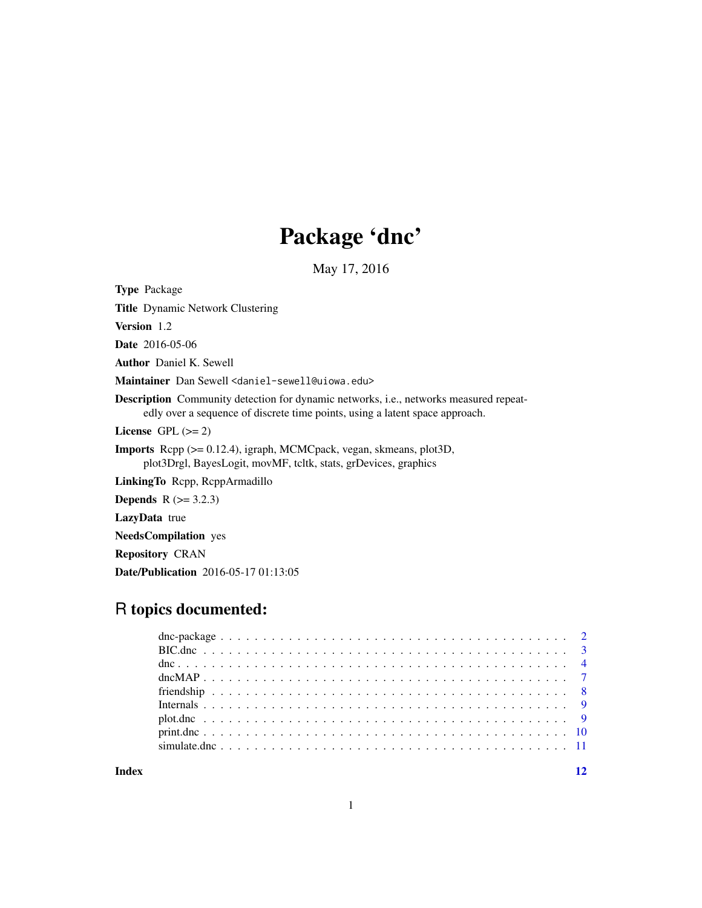# Package 'dnc'

May 17, 2016

**Type** Package

**Title** Dynamic Network Clustering

**Version** 1.2

**Date** 2016-05-06

**Author** Daniel K. Sewell

**Maintainer** Dan Sewell <daniel-sewell@uiowa.edu>

**Description** Community detection for dynamic networks, i.e., networks measured repeatedly over a sequence of discrete time points, using a latent space approach.

**License** GPL (>= 2)

**Imports** Rcpp (>= 0.12.4), igraph, MCMCpack, vegan, skmeans, plot3D, plot3Drgl, BayesLogit, movMF, tcltk, stats, grDevices, graphics

**LinkingTo** Rcpp, RcppArmadillo

**Depends** R (>= 3.2.3)

**LazyData** true

**NeedsCompilation** yes

**Repository** CRAN

**Date/Publication** 2016-05-17 01:13:05

## R topics documented:

- dnc-package . . . . . . . . . . . . . . . . . . . . . . . . . . . . . . . . . . . . . . . 2
- BIC.dnc . . . . . . . . . . . . . . . . . . . . . . . . . . . . . . . . . . . . . . . . . 3
- dnc . . . . . . . . . . . . . . . . . . . . . . . . . . . . . . . . . . . . . . . . . . . . 4
- dncMAP . . . . . . . . . . . . . . . . . . . . . . . . . . . . . . . . . . . . . . . . . . 7
- friendship . . . . . . . . . . . . . . . . . . . . . . . . . . . . . . . . . . . . . . . . 8
- Internals . . . . . . . . . . . . . . . . . . . . . . . . . . . . . . . . . . . . . . . . . 9
- plot.dnc . . . . . . . . . . . . . . . . . . . . . . . . . . . . . . . . . . . . . . . . . 9
- print.dnc . . . . . . . . . . . . . . . . . . . . . . . . . . . . . . . . . . . . . . . . 10
- simulate.dnc . . . . . . . . . . . . . . . . . . . . . . . . . . . . . . . . . . . . . . 11

**Index** 12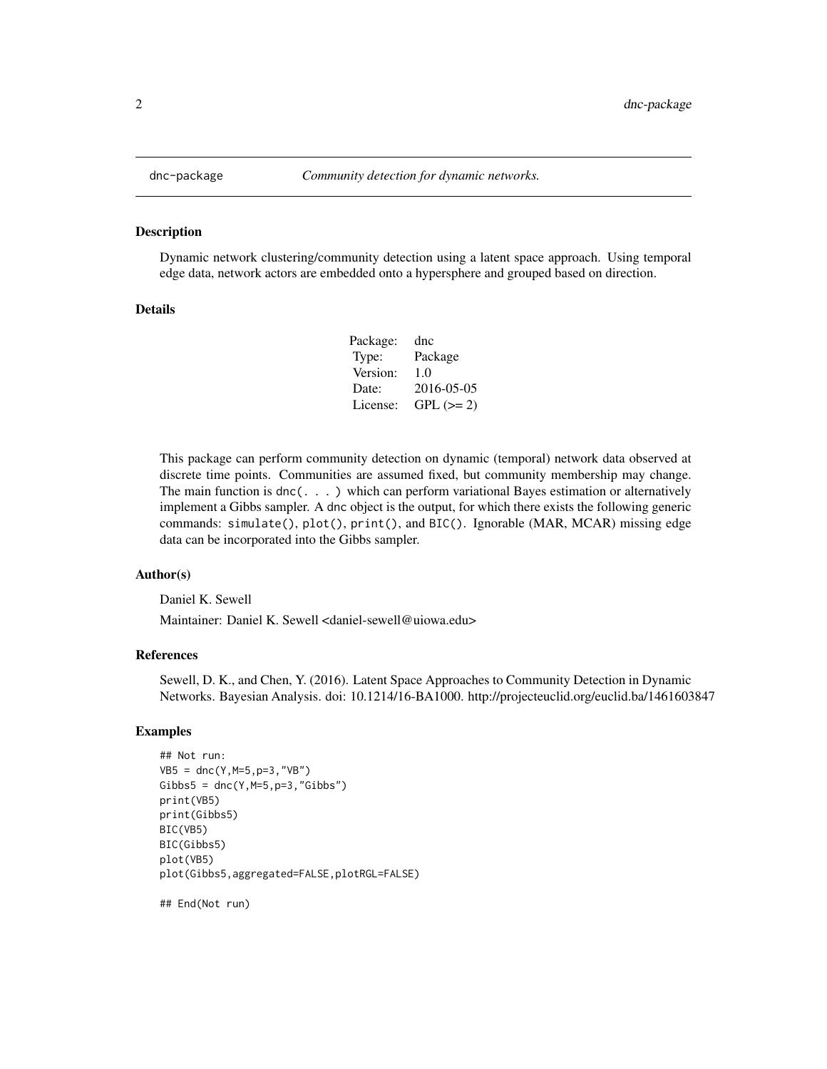# dnc-package

*Community detection for dynamic networks.*

## Description

Dynamic network clustering/community detection using a latent space approach. Using temporal edge data, network actors are embedded onto a hypersphere and grouped based on direction.

## Details

| | |
|---|---|
| Package: | dnc |
| Type: | Package |
| Version: | 1.0 |
| Date: | 2016-05-05 |
| License: | GPL (>= 2) |

This package can perform community detection on dynamic (temporal) network data observed at discrete time points. Communities are assumed fixed, but community membership may change. The main function is `dnc(. . . )` which can perform variational Bayes estimation or alternatively implement a Gibbs sampler. A `dnc` object is the output, for which there exists the following generic commands: `simulate()`, `plot()`, `print()`, and `BIC()`. Ignorable (MAR, MCAR) missing edge data can be incorporated into the Gibbs sampler.

## Author(s)

Daniel K. Sewell

Maintainer: Daniel K. Sewell <daniel-sewell@uiowa.edu>

## References

Sewell, D. K., and Chen, Y. (2016). Latent Space Approaches to Community Detection in Dynamic Networks. Bayesian Analysis. doi: 10.1214/16-BA1000. http://projecteuclid.org/euclid.ba/1461603847

## Examples

```
## Not run:
VB5 = dnc(Y,M=5,p=3,"VB")
Gibbs5 = dnc(Y,M=5,p=3,"Gibbs")
print(VB5)
print(Gibbs5)
BIC(VB5)
BIC(Gibbs5)
plot(VB5)
plot(Gibbs5,aggregated=FALSE,plotRGL=FALSE)

## End(Not run)
```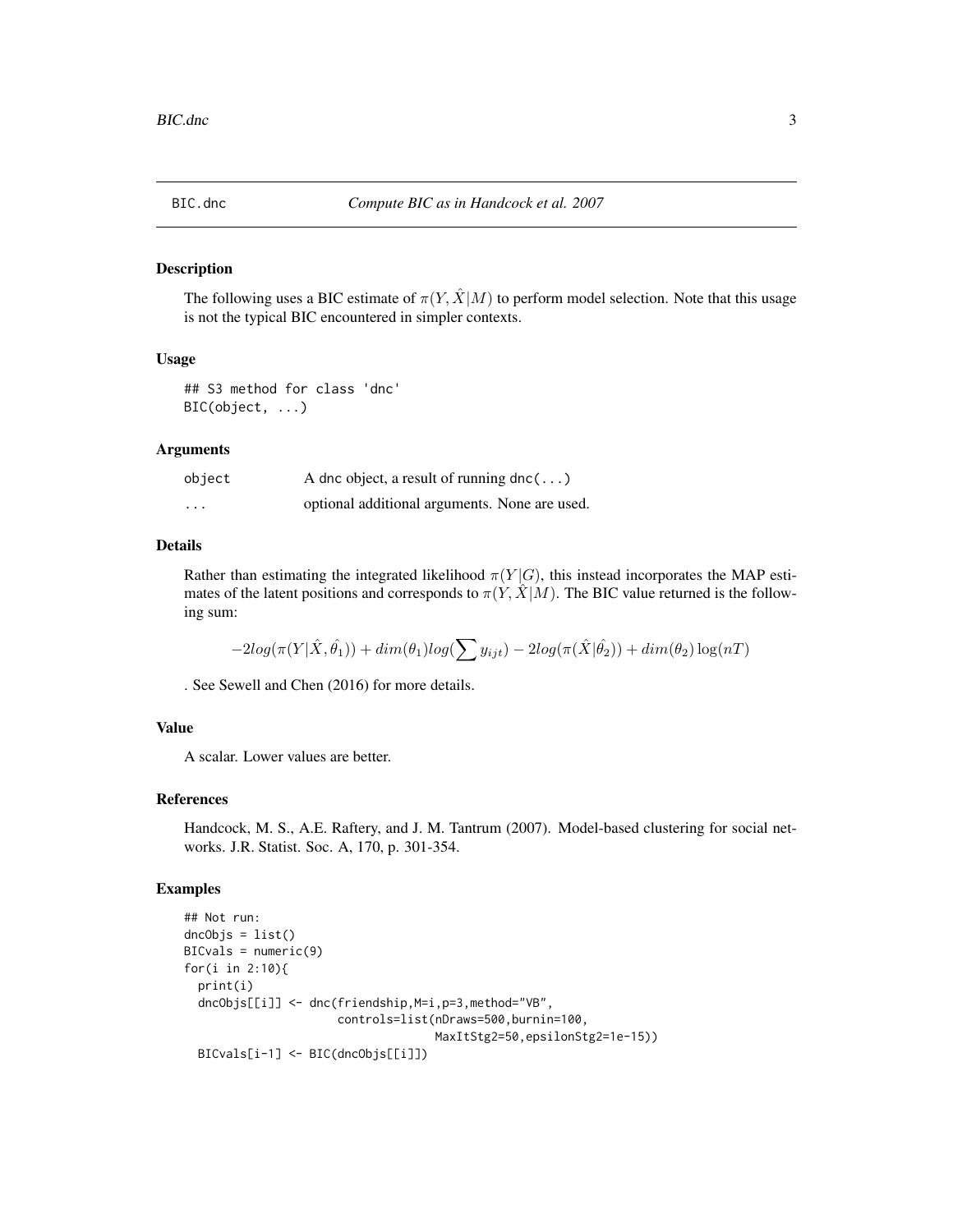BIC.dnc *Compute BIC as in Handcock et al. 2007*

## Description

The following uses a BIC estimate of $\pi(Y, \hat{X}|M)$ to perform model selection. Note that this usage is not the typical BIC encountered in simpler contexts.

## Usage

```
## S3 method for class 'dnc'
BIC(object, ...)
```

## Arguments

| | |
|---|---|
| object | A dnc object, a result of running dnc(...) |
| ... | optional additional arguments. None are used. |

## Details

Rather than estimating the integrated likelihood $\pi(Y|G)$, this instead incorporates the MAP estimates of the latent positions and corresponds to $\pi(Y, \hat{X}|M)$. The BIC value returned is the following sum:

$$-2log(\pi(Y|\hat{X}, \hat{\theta_1})) + dim(\theta_1)log(\sum y_{ijt}) - 2log(\pi(\hat{X}|\hat{\theta_2})) + dim(\theta_2)\log(nT)$$

. See Sewell and Chen (2016) for more details.

## Value

A scalar. Lower values are better.

## References

Handcock, M. S., A.E. Raftery, and J. M. Tantrum (2007). Model-based clustering for social networks. J.R. Statist. Soc. A, 170, p. 301-354.

## Examples

```
## Not run:
dncObjs = list()
BICvals = numeric(9)
for(i in 2:10){
  print(i)
  dncObjs[[i]] <- dnc(friendship,M=i,p=3,method="VB",
                      controls=list(nDraws=500,burnin=100,
                                    MaxItStg2=50,epsilonStg2=1e-15))
  BICvals[i-1] <- BIC(dncObjs[[i]])
```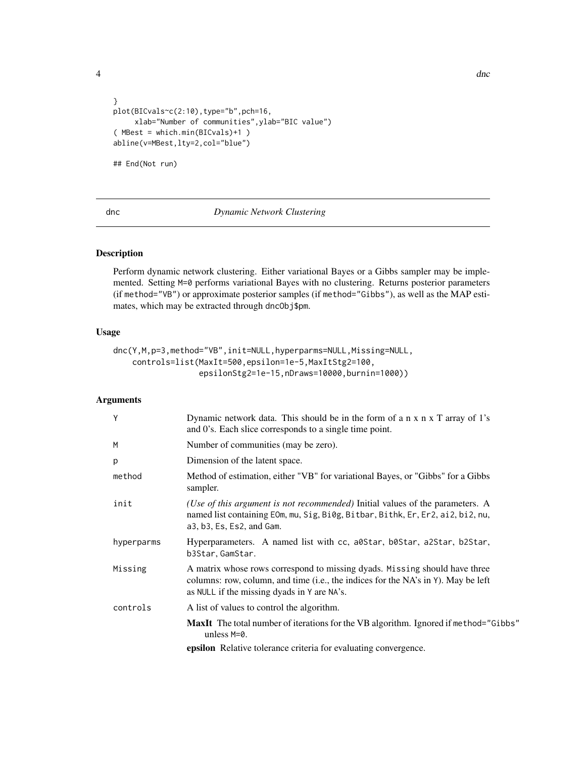```
}
plot(BICvals~c(2:10),type="b",pch=16,
     xlab="Number of communities",ylab="BIC value")
( MBest = which.min(BICvals)+1 )
abline(v=MBest,lty=2,col="blue")

## End(Not run)
```

---

## dnc — *Dynamic Network Clustering*

### Description

Perform dynamic network clustering. Either variational Bayes or a Gibbs sampler may be implemented. Setting `M=0` performs variational Bayes with no clustering. Returns posterior parameters (if `method="VB"`) or approximate posterior samples (if `method="Gibbs"`), as well as the MAP estimates, which may be extracted through `dncObj$pm`.

### Usage

```
dnc(Y,M,p=3,method="VB",init=NULL,hyperparms=NULL,Missing=NULL,
    controls=list(MaxIt=500,epsilon=1e-5,MaxItStg2=100,
                  epsilonStg2=1e-15,nDraws=10000,burnin=1000))
```

### Arguments

| Argument | Description |
|---|---|
| `Y` | Dynamic network data. This should be in the form of a n x n x T array of 1's and 0's. Each slice corresponds to a single time point. |
| `M` | Number of communities (may be zero). |
| `p` | Dimension of the latent space. |
| `method` | Method of estimation, either "VB" for variational Bayes, or "Gibbs" for a Gibbs sampler. |
| `init` | *(Use of this argument is not recommended)* Initial values of the parameters. A named list containing `EOm`, `mu`, `Sig`, `Bi0g`, `Bitbar`, `Bithk`, `Er`, `Er2`, `ai2`, `bi2`, `nu`, `a3`, `b3`, `Es`, `Es2`, and `Gam`. |
| `hyperparms` | Hyperparameters. A named list with `cc`, `a0Star`, `b0Star`, `a2Star`, `b2Star`, `b3Star`, `GamStar`. |
| `Missing` | A matrix whose rows correspond to missing dyads. `Missing` should have three columns: row, column, and time (i.e., the indices for the NA's in `Y`). May be left as `NULL` if the missing dyads in `Y` are `NA`'s. |
| `controls` | A list of values to control the algorithm.<br>**MaxIt** The total number of iterations for the VB algorithm. Ignored if `method="Gibbs"` unless `M=0`.<br>**epsilon** Relative tolerance criteria for evaluating convergence. |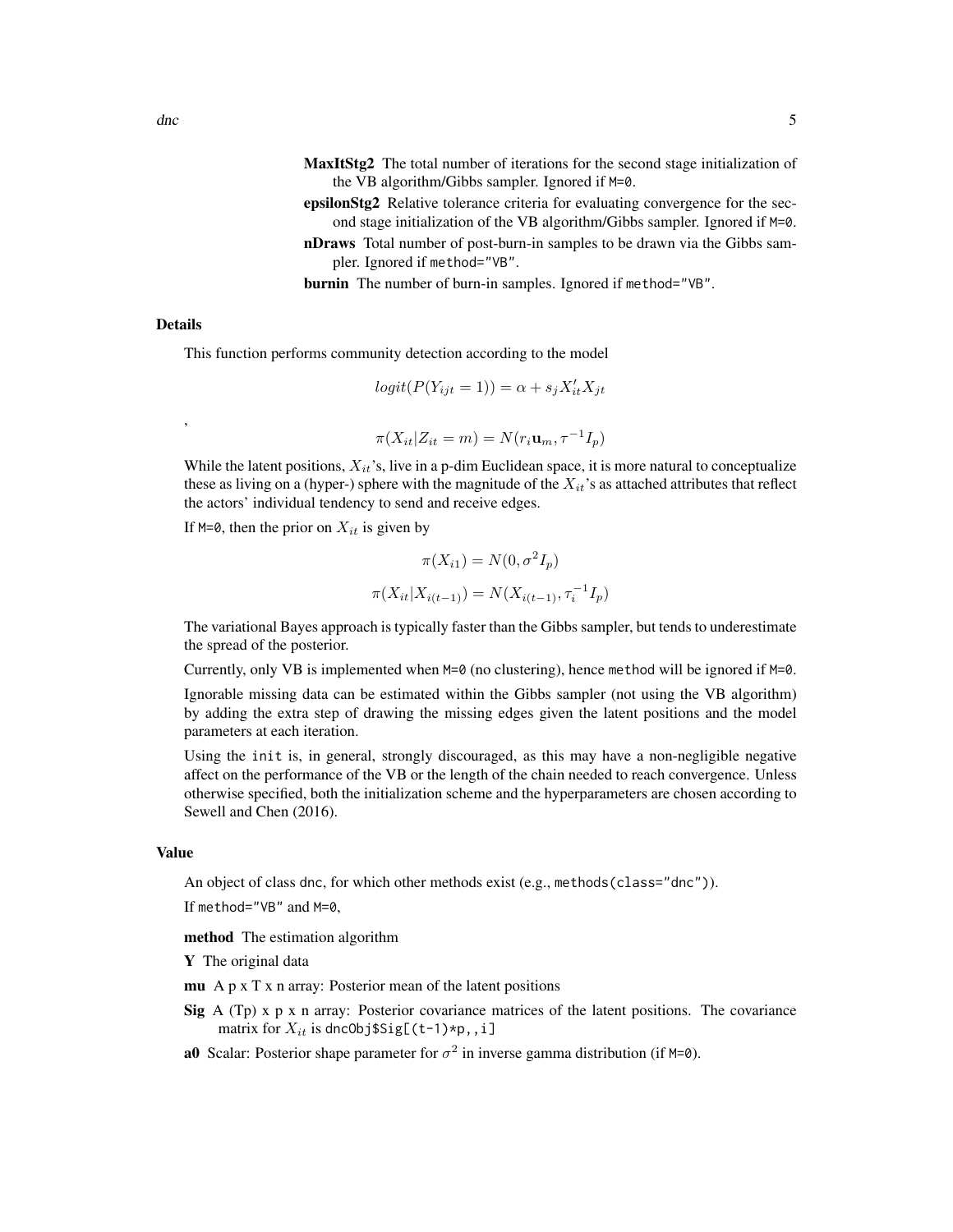**MaxItStg2** The total number of iterations for the second stage initialization of the VB algorithm/Gibbs sampler. Ignored if `M=0`.

**epsilonStg2** Relative tolerance criteria for evaluating convergence for the second stage initialization of the VB algorithm/Gibbs sampler. Ignored if `M=0`.

**nDraws** Total number of post-burn-in samples to be drawn via the Gibbs sampler. Ignored if `method="VB"`.

**burnin** The number of burn-in samples. Ignored if `method="VB"`.

## Details

This function performs community detection according to the model

$$logit(P(Y_{ijt} = 1)) = \alpha + s_j X_{it}' X_{jt}$$

,

$$\pi(X_{it} | Z_{it} = m) = N(r_i \mathbf{u}_m, \tau^{-1} I_p)$$

While the latent positions, $X_{it}$'s, live in a p-dim Euclidean space, it is more natural to conceptualize these as living on a (hyper-) sphere with the magnitude of the $X_{it}$'s as attached attributes that reflect the actors' individual tendency to send and receive edges.

If `M=0`, then the prior on $X_{it}$ is given by

$$\pi(X_{i1}) = N(0, \sigma^2 I_p)$$

$$\pi(X_{it} | X_{i(t-1)}) = N(X_{i(t-1)}, \tau_i^{-1} I_p)$$

The variational Bayes approach is typically faster than the Gibbs sampler, but tends to underestimate the spread of the posterior.

Currently, only VB is implemented when `M=0` (no clustering), hence `method` will be ignored if `M=0`.

Ignorable missing data can be estimated within the Gibbs sampler (not using the VB algorithm) by adding the extra step of drawing the missing edges given the latent positions and the model parameters at each iteration.

Using the `init` is, in general, strongly discouraged, as this may have a non-negligible negative affect on the performance of the VB or the length of the chain needed to reach convergence. Unless otherwise specified, both the initialization scheme and the hyperparameters are chosen according to Sewell and Chen (2016).

## Value

An object of class `dnc`, for which other methods exist (e.g., `methods(class="dnc")`).

If `method="VB"` and `M=0`,

**method** The estimation algorithm

**Y** The original data

**mu** A p x T x n array: Posterior mean of the latent positions

**Sig** A (Tp) x p x n array: Posterior covariance matrices of the latent positions. The covariance matrix for $X_{it}$ is `dncObj$Sig[(t-1)*p,,i]`

**a0** Scalar: Posterior shape parameter for $\sigma^2$ in inverse gamma distribution (if `M=0`).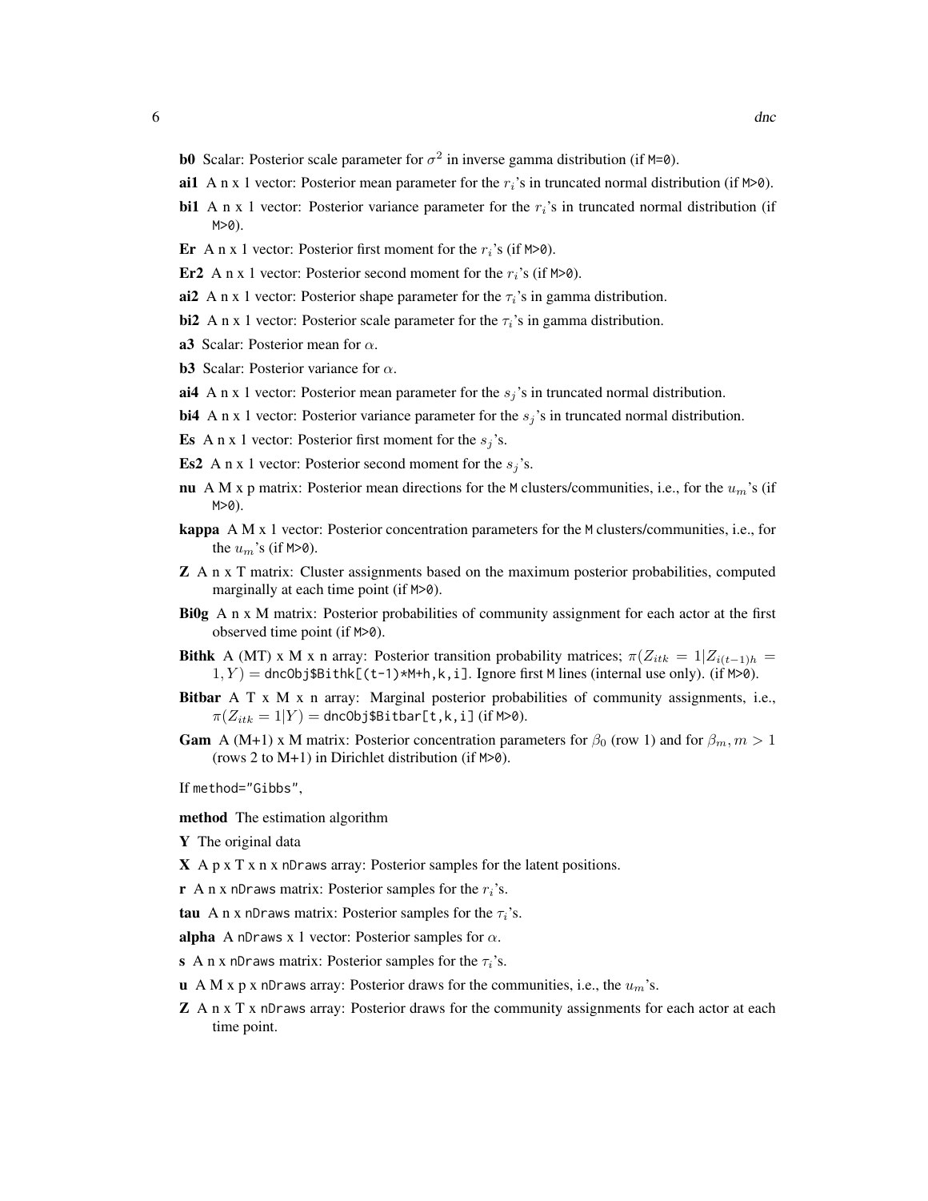**b0** Scalar: Posterior scale parameter for $\sigma^2$ in inverse gamma distribution (if `M=0`).

**ai1** A n x 1 vector: Posterior mean parameter for the $r_i$'s in truncated normal distribution (if `M>0`).

**bi1** A n x 1 vector: Posterior variance parameter for the $r_i$'s in truncated normal distribution (if `M>0`).

**Er** A n x 1 vector: Posterior first moment for the $r_i$'s (if `M>0`).

**Er2** A n x 1 vector: Posterior second moment for the $r_i$'s (if `M>0`).

**ai2** A n x 1 vector: Posterior shape parameter for the $\tau_i$'s in gamma distribution.

**bi2** A n x 1 vector: Posterior scale parameter for the $\tau_i$'s in gamma distribution.

**a3** Scalar: Posterior mean for $\alpha$.

**b3** Scalar: Posterior variance for $\alpha$.

**ai4** A n x 1 vector: Posterior mean parameter for the $s_j$'s in truncated normal distribution.

**bi4** A n x 1 vector: Posterior variance parameter for the $s_j$'s in truncated normal distribution.

**Es** A n x 1 vector: Posterior first moment for the $s_j$'s.

**Es2** A n x 1 vector: Posterior second moment for the $s_j$'s.

**nu** A M x p matrix: Posterior mean directions for the `M` clusters/communities, i.e., for the $u_m$'s (if `M>0`).

**kappa** A M x 1 vector: Posterior concentration parameters for the `M` clusters/communities, i.e., for the $u_m$'s (if `M>0`).

**Z** A n x T matrix: Cluster assignments based on the maximum posterior probabilities, computed marginally at each time point (if `M>0`).

**Bi0g** A n x M matrix: Posterior probabilities of community assignment for each actor at the first observed time point (if `M>0`).

**Bithk** A (MT) x M x n array: Posterior transition probability matrices; $\pi(Z_{itk} = 1|Z_{i(t-1)h} = 1, Y) =$ `dncObj$Bithk[(t-1)*M+h,k,i]`. Ignore first `M` lines (internal use only). (if `M>0`).

**Bitbar** A T x M x n array: Marginal posterior probabilities of community assignments, i.e., $\pi(Z_{itk} = 1|Y) =$ `dncObj$Bitbar[t,k,i]` (if `M>0`).

**Gam** A (M+1) x M matrix: Posterior concentration parameters for $\beta_0$ (row 1) and for $\beta_m, m > 1$ (rows 2 to M+1) in Dirichlet distribution (if `M>0`).

If `method="Gibbs"`,

**method** The estimation algorithm

**Y** The original data

**X** A p x T x n x `nDraws` array: Posterior samples for the latent positions.

**r** A n x `nDraws` matrix: Posterior samples for the $r_i$'s.

**tau** A n x `nDraws` matrix: Posterior samples for the $\tau_i$'s.

**alpha** A `nDraws` x 1 vector: Posterior samples for $\alpha$.

**s** A n x `nDraws` matrix: Posterior samples for the $\tau_i$'s.

**u** A M x p x `nDraws` array: Posterior draws for the communities, i.e., the $u_m$'s.

**Z** A n x T x `nDraws` array: Posterior draws for the community assignments for each actor at each time point.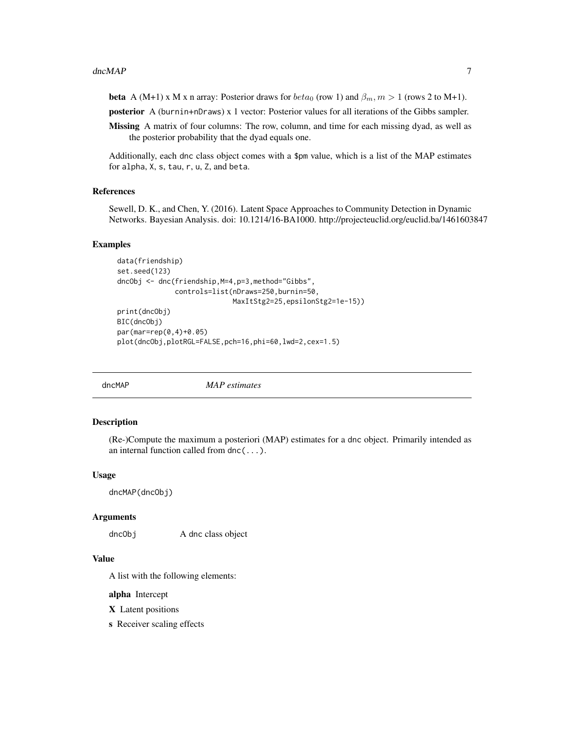**beta** A (M+1) x M x n array: Posterior draws for $beta_0$ (row 1) and $\beta_m, m > 1$ (rows 2 to M+1).

**posterior** A (burnin+nDraws) x 1 vector: Posterior values for all iterations of the Gibbs sampler.

**Missing** A matrix of four columns: The row, column, and time for each missing dyad, as well as the posterior probability that the dyad equals one.

Additionally, each dnc class object comes with a $pm value, which is a list of the MAP estimates for alpha, X, s, tau, r, u, Z, and beta.

## References

Sewell, D. K., and Chen, Y. (2016). Latent Space Approaches to Community Detection in Dynamic Networks. Bayesian Analysis. doi: 10.1214/16-BA1000. http://projecteuclid.org/euclid.ba/1461603847

## Examples

```
data(friendship)
set.seed(123)
dncObj <- dnc(friendship,M=4,p=3,method="Gibbs",
              controls=list(nDraws=250,burnin=50,
                            MaxItStg2=25,epsilonStg2=1e-15))
print(dncObj)
BIC(dncObj)
par(mar=rep(0,4)+0.05)
plot(dncObj,plotRGL=FALSE,pch=16,phi=60,lwd=2,cex=1.5)
```

---

# dncMAP *MAP estimates*

---

## Description

(Re-)Compute the maximum a posteriori (MAP) estimates for a dnc object. Primarily intended as an internal function called from dnc(...).

## Usage

```
dncMAP(dncObj)
```

## Arguments

dncObj A dnc class object

## Value

A list with the following elements:

**alpha** Intercept

**X** Latent positions

**s** Receiver scaling effects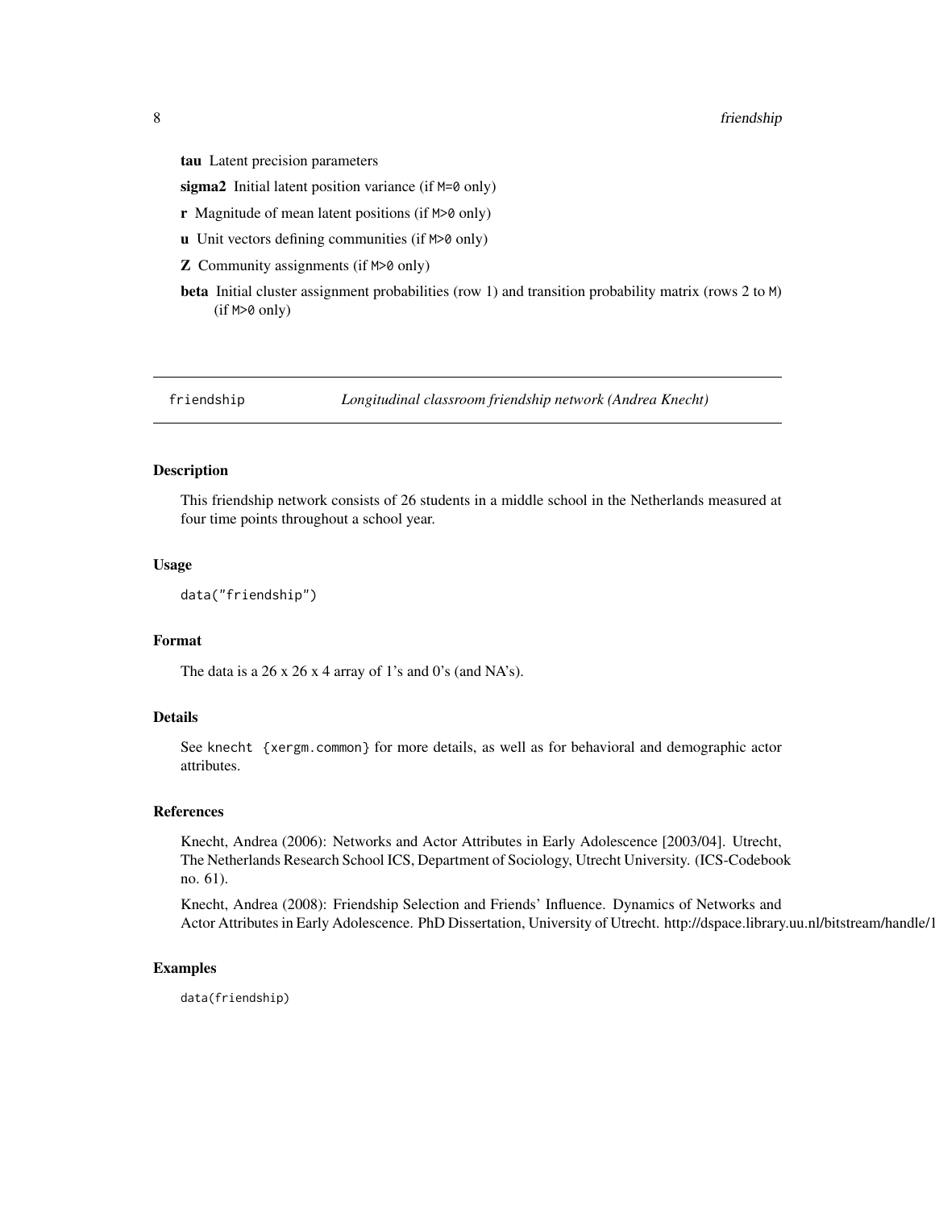**tau** Latent precision parameters

**sigma2** Initial latent position variance (if `M=0` only)

**r** Magnitude of mean latent positions (if `M>0` only)

**u** Unit vectors defining communities (if `M>0` only)

**Z** Community assignments (if `M>0` only)

**beta** Initial cluster assignment probabilities (row 1) and transition probability matrix (rows 2 to `M`) (if `M>0` only)

---

`friendship` *Longitudinal classroom friendship network (Andrea Knecht)*

---

### Description

This friendship network consists of 26 students in a middle school in the Netherlands measured at four time points throughout a school year.

### Usage

```
data("friendship")
```

### Format

The data is a 26 x 26 x 4 array of 1's and 0's (and NA's).

### Details

See `knecht {xergm.common}` for more details, as well as for behavioral and demographic actor attributes.

### References

Knecht, Andrea (2006): Networks and Actor Attributes in Early Adolescence [2003/04]. Utrecht, The Netherlands Research School ICS, Department of Sociology, Utrecht University. (ICS-Codebook no. 61).

Knecht, Andrea (2008): Friendship Selection and Friends' Influence. Dynamics of Networks and Actor Attributes in Early Adolescence. PhD Dissertation, University of Utrecht. http://dspace.library.uu.nl/bitstream/handle/1

### Examples

```
data(friendship)
```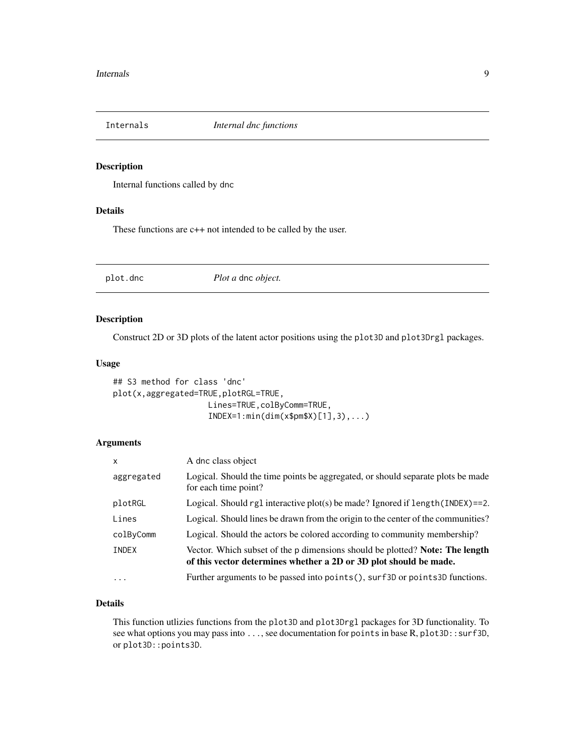## Internals — *Internal dnc functions*

### Description

Internal functions called by `dnc`

### Details

These functions are c++ not intended to be called by the user.

## plot.dnc — *Plot a* `dnc` *object.*

### Description

Construct 2D or 3D plots of the latent actor positions using the `plot3D` and `plot3Drgl` packages.

### Usage

```
## S3 method for class 'dnc'
plot(x,aggregated=TRUE,plotRGL=TRUE,
                  Lines=TRUE,colByComm=TRUE,
                  INDEX=1:min(dim(x$pm$X)[1],3),...)
```

### Arguments

| | |
|---|---|
| `x` | A `dnc` class object |
| `aggregated` | Logical. Should the time points be aggregated, or should separate plots be made for each time point? |
| `plotRGL` | Logical. Should `rgl` interactive plot(s) be made? Ignored if `length(INDEX)==2`. |
| `Lines` | Logical. Should lines be drawn from the origin to the center of the communities? |
| `colByComm` | Logical. Should the actors be colored according to community membership? |
| `INDEX` | Vector. Which subset of the `p` dimensions should be plotted? **Note: The length of this vector determines whether a 2D or 3D plot should be made.** |
| `...` | Further arguments to be passed into `points()`, `surf3D` or `points3D` functions. |

### Details

This function utlizies functions from the `plot3D` and `plot3Drgl` packages for 3D functionality. To see what options you may pass into `...`, see documentation for `points` in base R, `plot3D::surf3D`, or `plot3D::points3D`.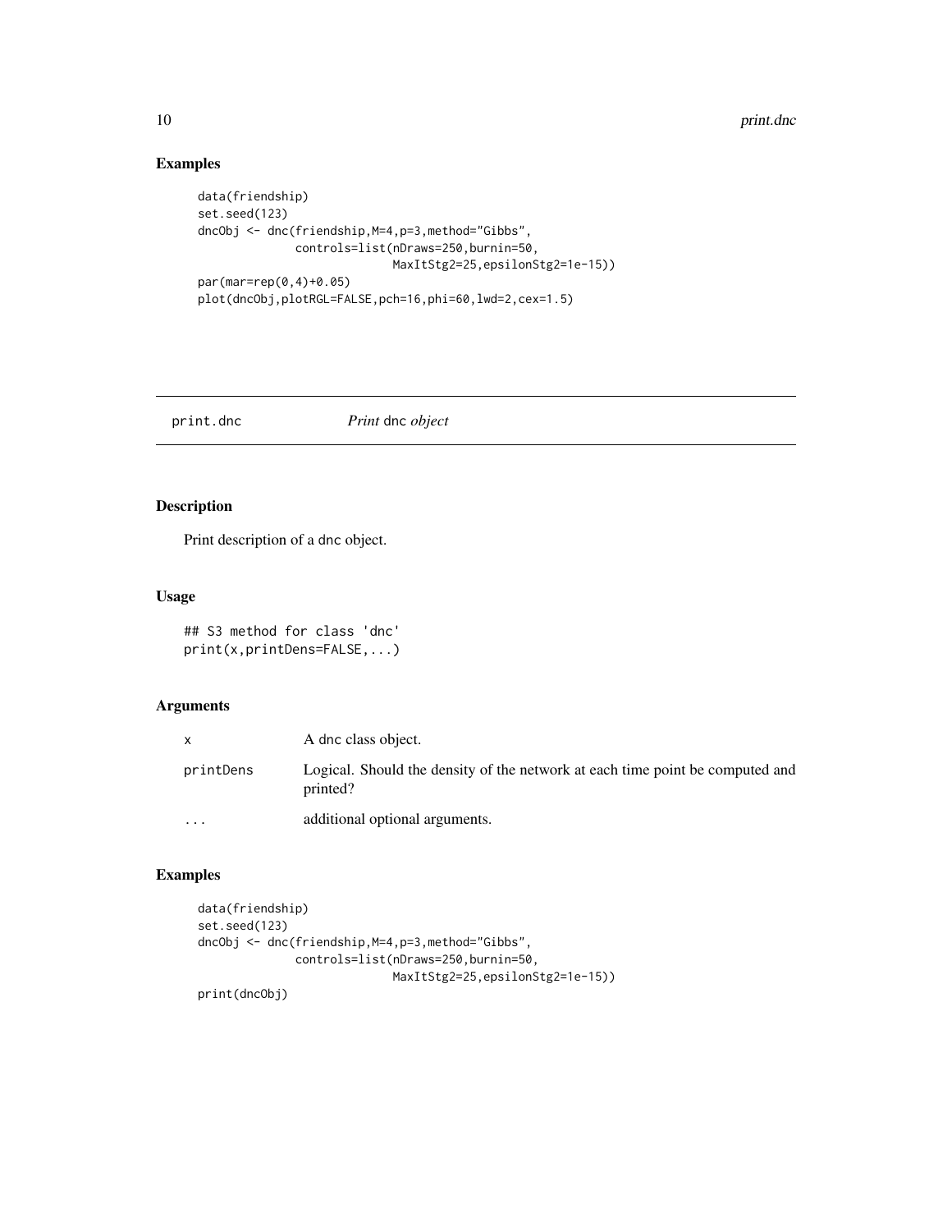## Examples

```
data(friendship)
set.seed(123)
dncObj <- dnc(friendship,M=4,p=3,method="Gibbs",
              controls=list(nDraws=250,burnin=50,
                            MaxItStg2=25,epsilonStg2=1e-15))
par(mar=rep(0,4)+0.05)
plot(dncObj,plotRGL=FALSE,pch=16,phi=60,lwd=2,cex=1.5)
```

---

# print.dnc — *Print* dnc *object*

---

## Description

Print description of a dnc object.

## Usage

```
## S3 method for class 'dnc'
print(x,printDens=FALSE,...)
```

## Arguments

| | |
|---|---|
| x | A dnc class object. |
| printDens | Logical. Should the density of the network at each time point be computed and printed? |
| ... | additional optional arguments. |

## Examples

```
data(friendship)
set.seed(123)
dncObj <- dnc(friendship,M=4,p=3,method="Gibbs",
              controls=list(nDraws=250,burnin=50,
                            MaxItStg2=25,epsilonStg2=1e-15))
print(dncObj)
```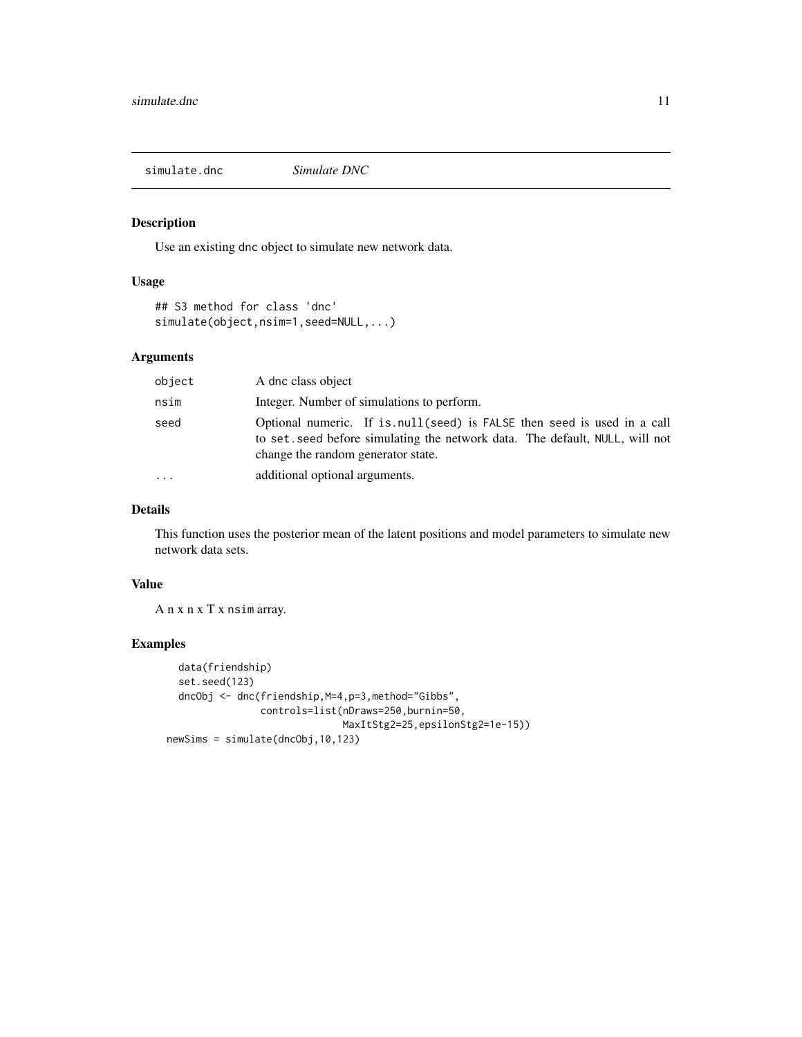# simulate.dnc — *Simulate DNC*

## Description

Use an existing dnc object to simulate new network data.

## Usage

```
## S3 method for class 'dnc'
simulate(object,nsim=1,seed=NULL,...)
```

## Arguments

| | |
|---|---|
| object | A dnc class object |
| nsim | Integer. Number of simulations to perform. |
| seed | Optional numeric. If is.null(seed) is FALSE then seed is used in a call to set.seed before simulating the network data. The default, NULL, will not change the random generator state. |
| ... | additional optional arguments. |

## Details

This function uses the posterior mean of the latent positions and model parameters to simulate new network data sets.

## Value

A n x n x T x nsim array.

## Examples

```
data(friendship)
set.seed(123)
dncObj <- dnc(friendship,M=4,p=3,method="Gibbs",
              controls=list(nDraws=250,burnin=50,
                            MaxItStg2=25,epsilonStg2=1e-15))
newSims = simulate(dncObj,10,123)
```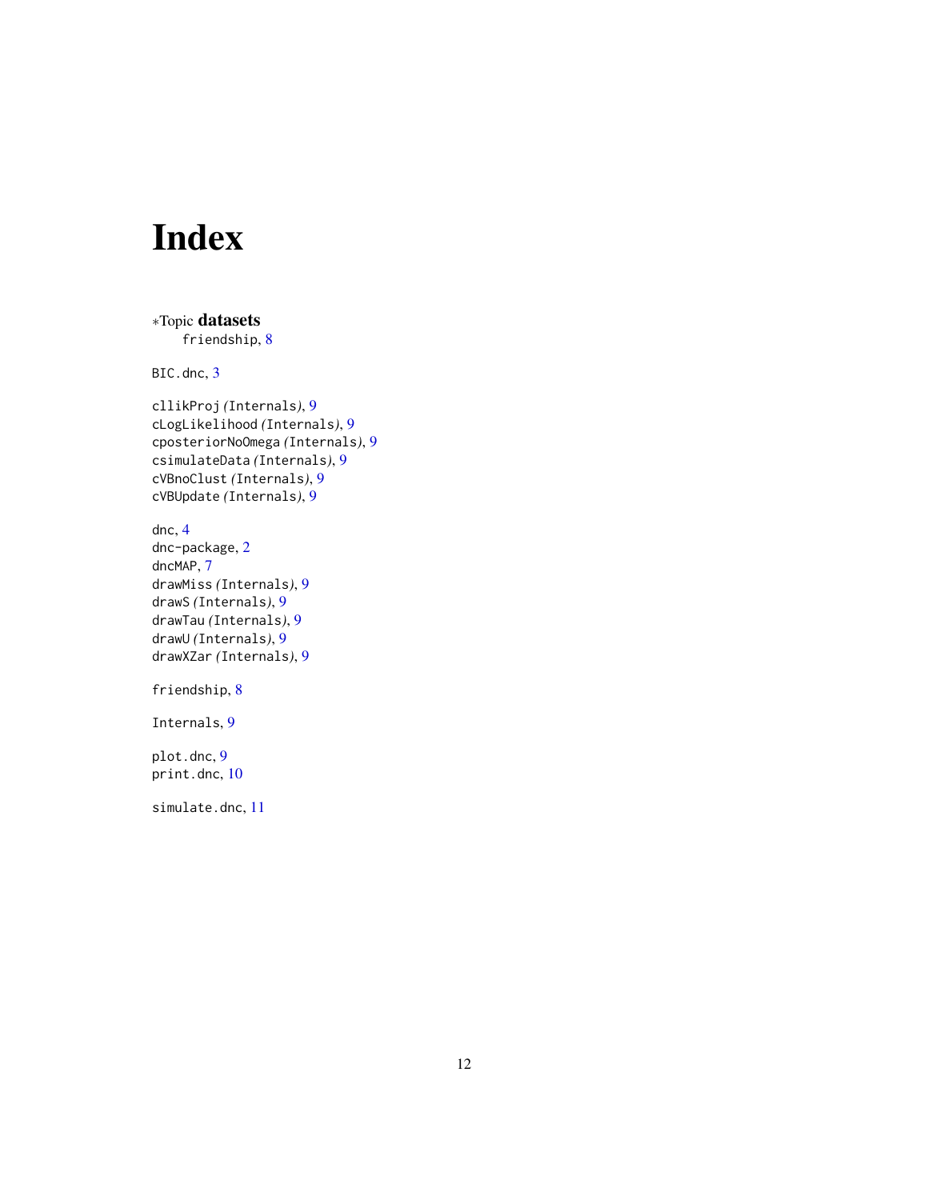# Index

*Topic **datasets**
    friendship, 8

BIC.dnc, 3

cllikProj *(Internals)*, 9
cLogLikelihood *(Internals)*, 9
cposteriorNoOmega *(Internals)*, 9
csimulateData *(Internals)*, 9
cVBnoClust *(Internals)*, 9
cVBUpdate *(Internals)*, 9

dnc, 4
dnc-package, 2
dncMAP, 7
drawMiss *(Internals)*, 9
drawS *(Internals)*, 9
drawTau *(Internals)*, 9
drawU *(Internals)*, 9
drawXZar *(Internals)*, 9

friendship, 8

Internals, 9

plot.dnc, 9
print.dnc, 10

simulate.dnc, 11